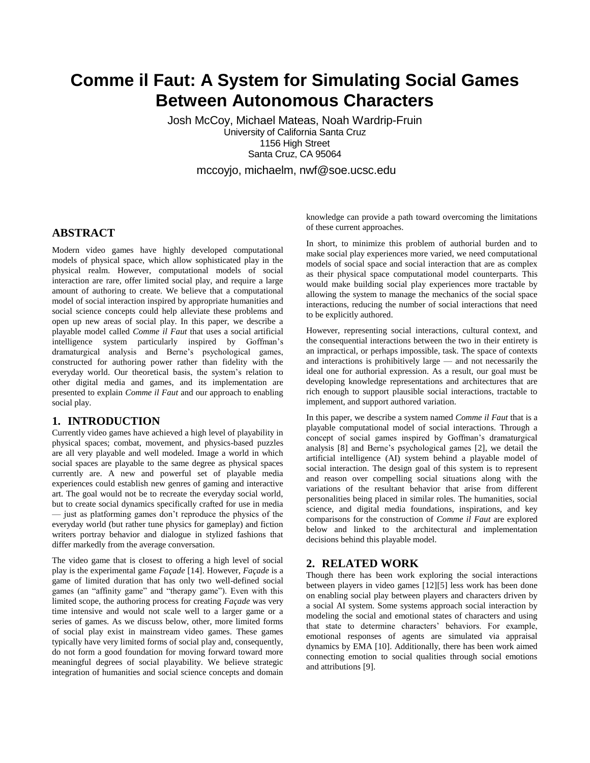# Comme il Faut: A System for Simulating Social Games Between Autonomous Characters

Josh McCoy, Michael Mateas, Noah Wardrip-Fruin
University of California Santa Cruz
1156 High Street
Santa Cruz, CA 95064

mccoyjo, michaelm, nwf@soe.ucsc.edu

## ABSTRACT

Modern video games have highly developed computational models of physical space, which allow sophisticated play in the physical realm. However, computational models of social interaction are rare, offer limited social play, and require a large amount of authoring to create. We believe that a computational model of social interaction inspired by appropriate humanities and social science concepts could help alleviate these problems and open up new areas of social play. In this paper, we describe a playable model called *Comme il Faut* that uses a social artificial intelligence system particularly inspired by Goffman's dramaturgical analysis and Berne's psychological games, constructed for authoring power rather than fidelity with the everyday world. Our theoretical basis, the system's relation to other digital media and games, and its implementation are presented to explain *Comme il Faut* and our approach to enabling social play.

## 1. INTRODUCTION

Currently video games have achieved a high level of playability in physical spaces; combat, movement, and physics-based puzzles are all very playable and well modeled. Image a world in which social spaces are playable to the same degree as physical spaces currently are. A new and powerful set of playable media experiences could establish new genres of gaming and interactive art. The goal would not be to recreate the everyday social world, but to create social dynamics specifically crafted for use in media — just as platforming games don't reproduce the physics of the everyday world (but rather tune physics for gameplay) and fiction writers portray behavior and dialogue in stylized fashions that differ markedly from the average conversation.

The video game that is closest to offering a high level of social play is the experimental game *Façade* [14]. However, *Façade* is a game of limited duration that has only two well-defined social games (an "affinity game" and "therapy game"). Even with this limited scope, the authoring process for creating *Façade* was very time intensive and would not scale well to a larger game or a series of games. As we discuss below, other, more limited forms of social play exist in mainstream video games. These games typically have very limited forms of social play and, consequently, do not form a good foundation for moving forward toward more meaningful degrees of social playability. We believe strategic integration of humanities and social science concepts and domain knowledge can provide a path toward overcoming the limitations of these current approaches.

In short, to minimize this problem of authorial burden and to make social play experiences more varied, we need computational models of social space and social interaction that are as complex as their physical space computational model counterparts. This would make building social play experiences more tractable by allowing the system to manage the mechanics of the social space interactions, reducing the number of social interactions that need to be explicitly authored.

However, representing social interactions, cultural context, and the consequential interactions between the two in their entirety is an impractical, or perhaps impossible, task. The space of contexts and interactions is prohibitively large — and not necessarily the ideal one for authorial expression. As a result, our goal must be developing knowledge representations and architectures that are rich enough to support plausible social interactions, tractable to implement, and support authored variation.

In this paper, we describe a system named *Comme il Faut* that is a playable computational model of social interactions. Through a concept of social games inspired by Goffman's dramaturgical analysis [8] and Berne's psychological games [2], we detail the artificial intelligence (AI) system behind a playable model of social interaction. The design goal of this system is to represent and reason over compelling social situations along with the variations of the resultant behavior that arise from different personalities being placed in similar roles. The humanities, social science, and digital media foundations, inspirations, and key comparisons for the construction of *Comme il Faut* are explored below and linked to the architectural and implementation decisions behind this playable model.

## 2. RELATED WORK

Though there has been work exploring the social interactions between players in video games [12][5] less work has been done on enabling social play between players and characters driven by a social AI system. Some systems approach social interaction by modeling the social and emotional states of characters and using that state to determine characters' behaviors. For example, emotional responses of agents are simulated via appraisal dynamics by EMA [10]. Additionally, there has been work aimed connecting emotion to social qualities through social emotions and attributions [9].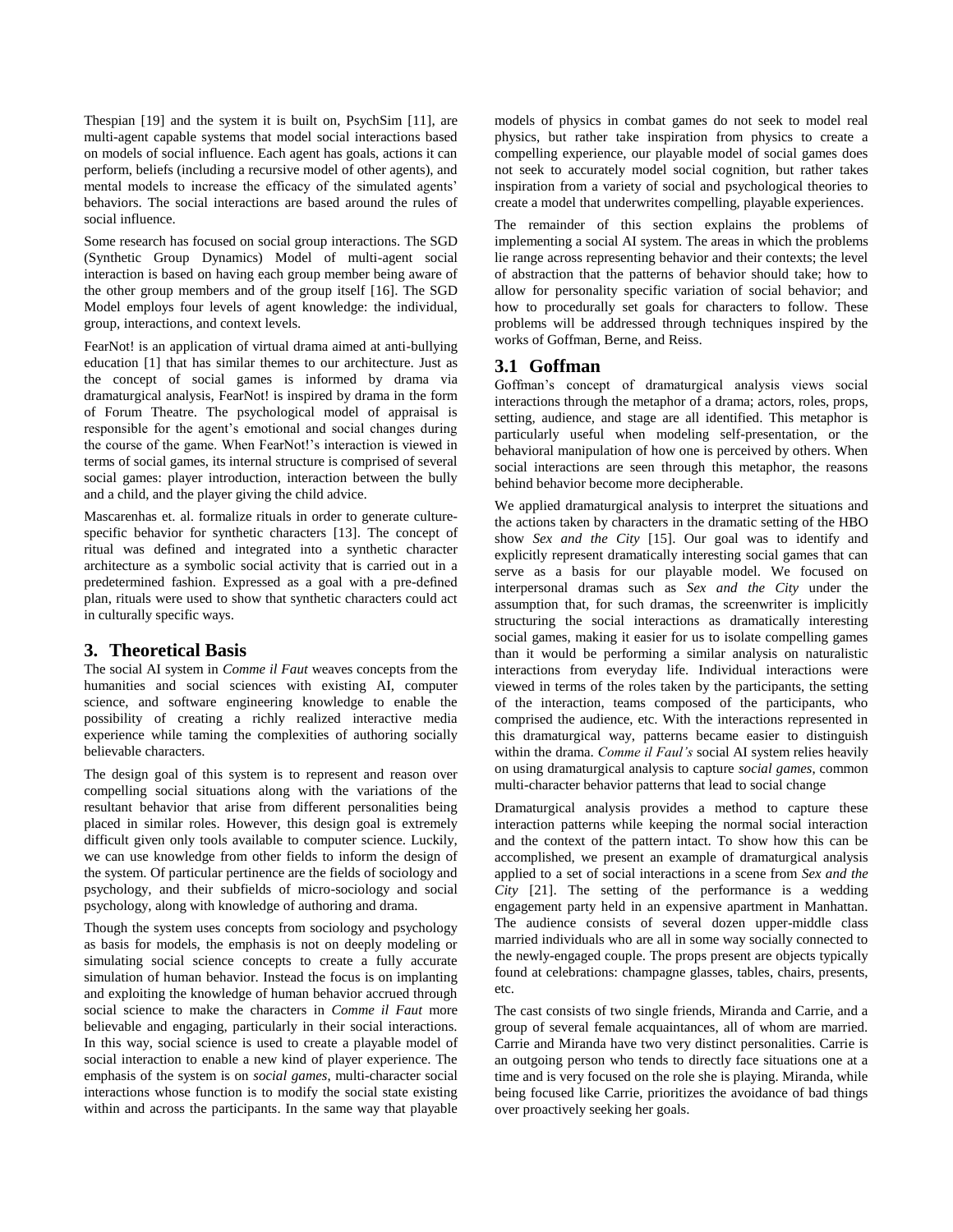Thespian [19] and the system it is built on, PsychSim [11], are multi-agent capable systems that model social interactions based on models of social influence. Each agent has goals, actions it can perform, beliefs (including a recursive model of other agents), and mental models to increase the efficacy of the simulated agents' behaviors. The social interactions are based around the rules of social influence.

Some research has focused on social group interactions. The SGD (Synthetic Group Dynamics) Model of multi-agent social interaction is based on having each group member being aware of the other group members and of the group itself [16]. The SGD Model employs four levels of agent knowledge: the individual, group, interactions, and context levels.

FearNot! is an application of virtual drama aimed at anti-bullying education [1] that has similar themes to our architecture. Just as the concept of social games is informed by drama via dramaturgical analysis, FearNot! is inspired by drama in the form of Forum Theatre. The psychological model of appraisal is responsible for the agent's emotional and social changes during the course of the game. When FearNot!'s interaction is viewed in terms of social games, its internal structure is comprised of several social games: player introduction, interaction between the bully and a child, and the player giving the child advice.

Mascarenhas et. al. formalize rituals in order to generate culture-specific behavior for synthetic characters [13]. The concept of ritual was defined and integrated into a synthetic character architecture as a symbolic social activity that is carried out in a predetermined fashion. Expressed as a goal with a pre-defined plan, rituals were used to show that synthetic characters could act in culturally specific ways.

## 3. Theoretical Basis

The social AI system in *Comme il Faut* weaves concepts from the humanities and social sciences with existing AI, computer science, and software engineering knowledge to enable the possibility of creating a richly realized interactive media experience while taming the complexities of authoring socially believable characters.

The design goal of this system is to represent and reason over compelling social situations along with the variations of the resultant behavior that arise from different personalities being placed in similar roles. However, this design goal is extremely difficult given only tools available to computer science. Luckily, we can use knowledge from other fields to inform the design of the system. Of particular pertinence are the fields of sociology and psychology, and their subfields of micro-sociology and social psychology, along with knowledge of authoring and drama.

Though the system uses concepts from sociology and psychology as basis for models, the emphasis is not on deeply modeling or simulating social science concepts to create a fully accurate simulation of human behavior. Instead the focus is on implanting and exploiting the knowledge of human behavior accrued through social science to make the characters in *Comme il Faut* more believable and engaging, particularly in their social interactions. In this way, social science is used to create a playable model of social interaction to enable a new kind of player experience. The emphasis of the system is on *social games*, multi-character social interactions whose function is to modify the social state existing within and across the participants. In the same way that playable models of physics in combat games do not seek to model real physics, but rather take inspiration from physics to create a compelling experience, our playable model of social games does not seek to accurately model social cognition, but rather takes inspiration from a variety of social and psychological theories to create a model that underwrites compelling, playable experiences.

The remainder of this section explains the problems of implementing a social AI system. The areas in which the problems lie range across representing behavior and their contexts; the level of abstraction that the patterns of behavior should take; how to allow for personality specific variation of social behavior; and how to procedurally set goals for characters to follow. These problems will be addressed through techniques inspired by the works of Goffman, Berne, and Reiss.

### 3.1 Goffman

Goffman's concept of dramaturgical analysis views social interactions through the metaphor of a drama; actors, roles, props, setting, audience, and stage are all identified. This metaphor is particularly useful when modeling self-presentation, or the behavioral manipulation of how one is perceived by others. When social interactions are seen through this metaphor, the reasons behind behavior become more decipherable.

We applied dramaturgical analysis to interpret the situations and the actions taken by characters in the dramatic setting of the HBO show *Sex and the City* [15]. Our goal was to identify and explicitly represent dramatically interesting social games that can serve as a basis for our playable model. We focused on interpersonal dramas such as *Sex and the City* under the assumption that, for such dramas, the screenwriter is implicitly structuring the social interactions as dramatically interesting social games, making it easier for us to isolate compelling games than it would be performing a similar analysis on naturalistic interactions from everyday life. Individual interactions were viewed in terms of the roles taken by the participants, the setting of the interaction, teams composed of the participants, who comprised the audience, etc. With the interactions represented in this dramaturgical way, patterns became easier to distinguish within the drama. *Comme il Faul's* social AI system relies heavily on using dramaturgical analysis to capture *social games*, common multi-character behavior patterns that lead to social change

Dramaturgical analysis provides a method to capture these interaction patterns while keeping the normal social interaction and the context of the pattern intact. To show how this can be accomplished, we present an example of dramaturgical analysis applied to a set of social interactions in a scene from *Sex and the City* [21]. The setting of the performance is a wedding engagement party held in an expensive apartment in Manhattan. The audience consists of several dozen upper-middle class married individuals who are all in some way socially connected to the newly-engaged couple. The props present are objects typically found at celebrations: champagne glasses, tables, chairs, presents, etc.

The cast consists of two single friends, Miranda and Carrie, and a group of several female acquaintances, all of whom are married. Carrie and Miranda have two very distinct personalities. Carrie is an outgoing person who tends to directly face situations one at a time and is very focused on the role she is playing. Miranda, while being focused like Carrie, prioritizes the avoidance of bad things over proactively seeking her goals.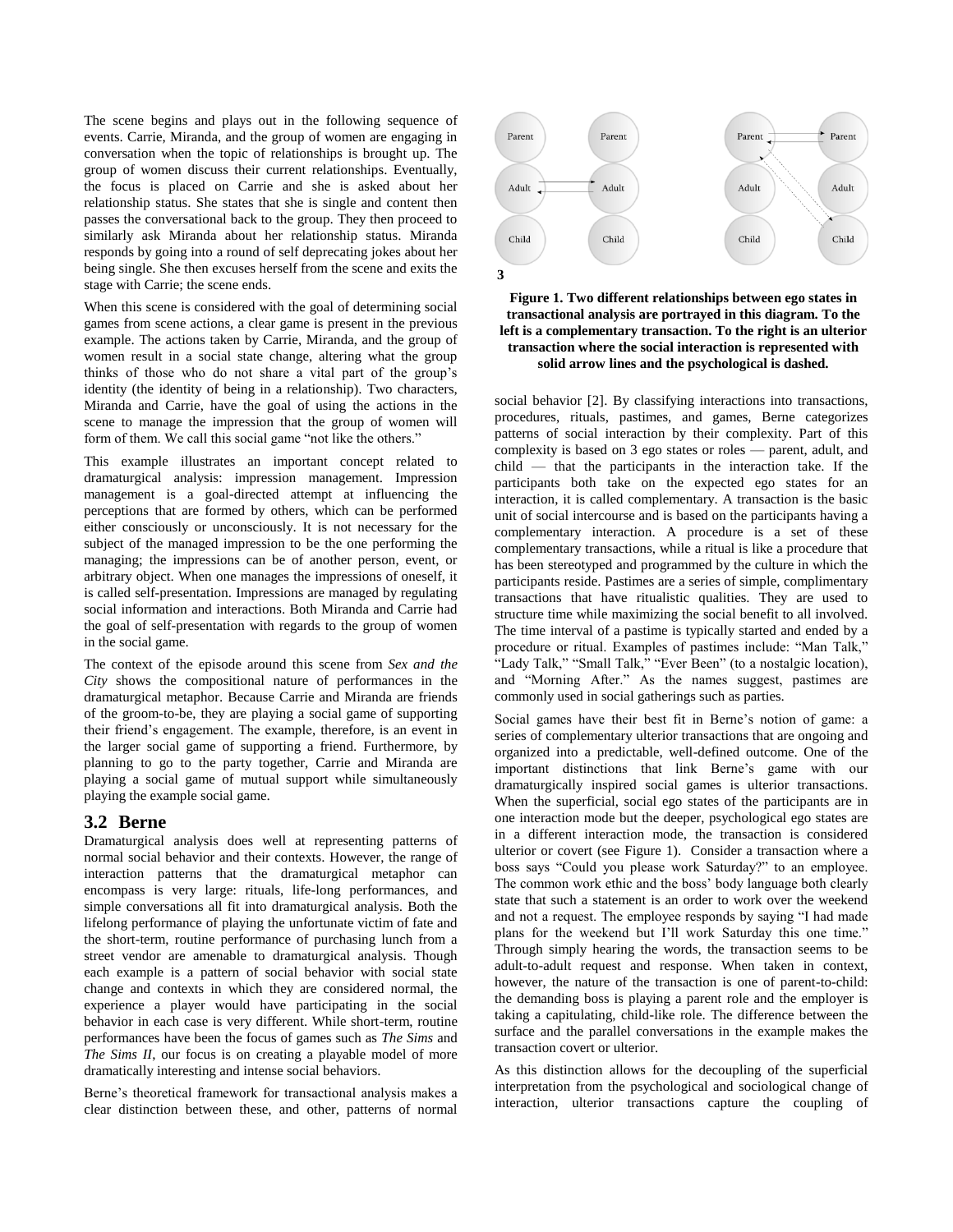The scene begins and plays out in the following sequence of events. Carrie, Miranda, and the group of women are engaging in conversation when the topic of relationships is brought up. The group of women discuss their current relationships. Eventually, the focus is placed on Carrie and she is asked about her relationship status. She states that she is single and content then passes the conversational back to the group. They then proceed to similarly ask Miranda about her relationship status. Miranda responds by going into a round of self deprecating jokes about her being single. She then excuses herself from the scene and exits the stage with Carrie; the scene ends.

When this scene is considered with the goal of determining social games from scene actions, a clear game is present in the previous example. The actions taken by Carrie, Miranda, and the group of women result in a social state change, altering what the group thinks of those who do not share a vital part of the group's identity (the identity of being in a relationship). Two characters, Miranda and Carrie, have the goal of using the actions in the scene to manage the impression that the group of women will form of them. We call this social game "not like the others."

This example illustrates an important concept related to dramaturgical analysis: impression management. Impression management is a goal-directed attempt at influencing the perceptions that are formed by others, which can be performed either consciously or unconsciously. It is not necessary for the subject of the managed impression to be the one performing the managing; the impressions can be of another person, event, or arbitrary object. When one manages the impressions of oneself, it is called self-presentation. Impressions are managed by regulating social information and interactions. Both Miranda and Carrie had the goal of self-presentation with regards to the group of women in the social game.

The context of the episode around this scene from *Sex and the City* shows the compositional nature of performances in the dramaturgical metaphor. Because Carrie and Miranda are friends of the groom-to-be, they are playing a social game of supporting their friend's engagement. The example, therefore, is an event in the larger social game of supporting a friend. Furthermore, by planning to go to the party together, Carrie and Miranda are playing a social game of mutual support while simultaneously playing the example social game.

## 3.2 Berne

Dramaturgical analysis does well at representing patterns of normal social behavior and their contexts. However, the range of interaction patterns that the dramaturgical metaphor can encompass is very large: rituals, life-long performances, and simple conversations all fit into dramaturgical analysis. Both the lifelong performance of playing the unfortunate victim of fate and the short-term, routine performance of purchasing lunch from a street vendor are amenable to dramaturgical analysis. Though each example is a pattern of social behavior with social state change and contexts in which they are considered normal, the experience a player would have participating in the social behavior in each case is very different. While short-term, routine performances have been the focus of games such as *The Sims* and *The Sims II*, our focus is on creating a playable model of more dramatically interesting and intense social behaviors.

Berne's theoretical framework for transactional analysis makes a clear distinction between these, and other, patterns of normal social behavior [2]. By classifying interactions into transactions, procedures, rituals, pastimes, and games, Berne categorizes patterns of social interaction by their complexity. Part of this complexity is based on 3 ego states or roles — parent, adult, and child — that the participants in the interaction take. If the participants both take on the expected ego states for an interaction, it is called complementary. A transaction is the basic unit of social intercourse and is based on the participants having a complementary interaction. A procedure is a set of these complementary transactions, while a ritual is like a procedure that has been stereotyped and programmed by the culture in which the participants reside. Pastimes are a series of simple, complimentary transactions that have ritualistic qualities. They are used to structure time while maximizing the social benefit to all involved. The time interval of a pastime is typically started and ended by a procedure or ritual. Examples of pastimes include: "Man Talk," "Lady Talk," "Small Talk," "Ever Been" (to a nostalgic location), and "Morning After." As the names suggest, pastimes are commonly used in social gatherings such as parties.

**Figure 1. Two different relationships between ego states in transactional analysis are portrayed in this diagram. To the left is a complementary transaction. To the right is an ulterior transaction where the social interaction is represented with solid arrow lines and the psychological is dashed.**

Social games have their best fit in Berne's notion of game: a series of complementary ulterior transactions that are ongoing and organized into a predictable, well-defined outcome. One of the important distinctions that link Berne's game with our dramaturgically inspired social games is ulterior transactions. When the superficial, social ego states of the participants are in one interaction mode but the deeper, psychological ego states are in a different interaction mode, the transaction is considered ulterior or covert (see Figure 1). Consider a transaction where a boss says "Could you please work Saturday?" to an employee. The common work ethic and the boss' body language both clearly state that such a statement is an order to work over the weekend and not a request. The employee responds by saying "I had made plans for the weekend but I'll work Saturday this one time." Through simply hearing the words, the transaction seems to be adult-to-adult request and response. When taken in context, however, the nature of the transaction is one of parent-to-child: the demanding boss is playing a parent role and the employer is taking a capitulating, child-like role. The difference between the surface and the parallel conversations in the example makes the transaction covert or ulterior.

As this distinction allows for the decoupling of the superficial interpretation from the psychological and sociological change of interaction, ulterior transactions capture the coupling of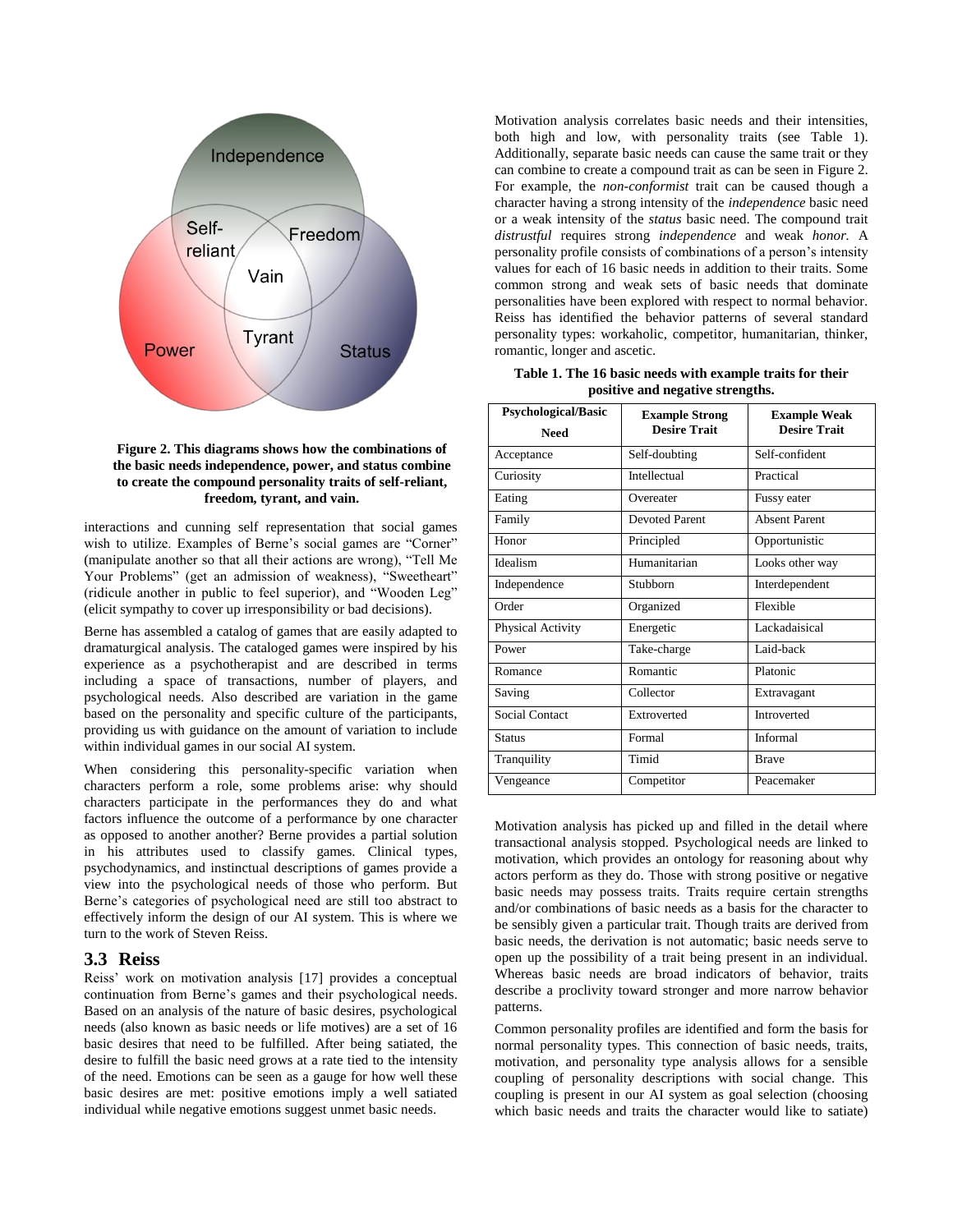Figure 2. This diagrams shows how the combinations of the basic needs independence, power, and status combine to create the compound personality traits of self-reliant, freedom, tyrant, and vain.

interactions and cunning self representation that social games wish to utilize. Examples of Berne's social games are "Corner" (manipulate another so that all their actions are wrong), "Tell Me Your Problems" (get an admission of weakness), "Sweetheart" (ridicule another in public to feel superior), and "Wooden Leg" (elicit sympathy to cover up irresponsibility or bad decisions).

Berne has assembled a catalog of games that are easily adapted to dramaturgical analysis. The cataloged games were inspired by his experience as a psychotherapist and are described in terms including a space of transactions, number of players, and psychological needs. Also described are variation in the game based on the personality and specific culture of the participants, providing us with guidance on the amount of variation to include within individual games in our social AI system.

When considering this personality-specific variation when characters perform a role, some problems arise: why should characters participate in the performances they do and what factors influence the outcome of a performance by one character as opposed to another? Berne provides a partial solution in his attributes used to classify games. Clinical types, psychodynamics, and instinctual descriptions of games provide a view into the psychological needs of those who perform. But Berne's categories of psychological need are still too abstract to effectively inform the design of our AI system. This is where we turn to the work of Steven Reiss.

### 3.3 Reiss

Reiss' work on motivation analysis [17] provides a conceptual continuation from Berne's games and their psychological needs. Based on an analysis of the nature of basic desires, psychological needs (also known as basic needs or life motives) are a set of 16 basic desires that need to be fulfilled. After being satiated, the desire to fulfill the basic need grows at a rate tied to the intensity of the need. Emotions can be seen as a gauge for how well these basic desires are met: positive emotions imply a well satiated individual while negative emotions suggest unmet basic needs.

Motivation analysis correlates basic needs and their intensities, both high and low, with personality traits (see Table 1). Additionally, separate basic needs can cause the same trait or they can combine to create a compound trait as can be seen in Figure 2. For example, the *non-conformist* trait can be caused though a character having a strong intensity of the *independence* basic need or a weak intensity of the *status* basic need. The compound trait *distrustful* requires strong *independence* and weak *honor*. A personality profile consists of combinations of a person's intensity values for each of 16 basic needs in addition to their traits. Some common strong and weak sets of basic needs that dominate personalities have been explored with respect to normal behavior. Reiss has identified the behavior patterns of several standard personality types: workaholic, competitor, humanitarian, thinker, romantic, longer and ascetic.

**Table 1. The 16 basic needs with example traits for their positive and negative strengths.**

| Psychological/Basic Need | Example Strong Desire Trait | Example Weak Desire Trait |
|---|---|---|
| Acceptance | Self-doubting | Self-confident |
| Curiosity | Intellectual | Practical |
| Eating | Overeater | Fussy eater |
| Family | Devoted Parent | Absent Parent |
| Honor | Principled | Opportunistic |
| Idealism | Humanitarian | Looks other way |
| Independence | Stubborn | Interdependent |
| Order | Organized | Flexible |
| Physical Activity | Energetic | Lackadaisical |
| Power | Take-charge | Laid-back |
| Romance | Romantic | Platonic |
| Saving | Collector | Extravagant |
| Social Contact | Extroverted | Introverted |
| Status | Formal | Informal |
| Tranquility | Timid | Brave |
| Vengeance | Competitor | Peacemaker |

Motivation analysis has picked up and filled in the detail where transactional analysis stopped. Psychological needs are linked to motivation, which provides an ontology for reasoning about why actors perform as they do. Those with strong positive or negative basic needs may possess traits. Traits require certain strengths and/or combinations of basic needs as a basis for the character to be sensibly given a particular trait. Though traits are derived from basic needs, the derivation is not automatic; basic needs serve to open up the possibility of a trait being present in an individual. Whereas basic needs are broad indicators of behavior, traits describe a proclivity toward stronger and more narrow behavior patterns.

Common personality profiles are identified and form the basis for normal personality types. This connection of basic needs, traits, motivation, and personality type analysis allows for a sensible coupling of personality descriptions with social change. This coupling is present in our AI system as goal selection (choosing which basic needs and traits the character would like to satiate)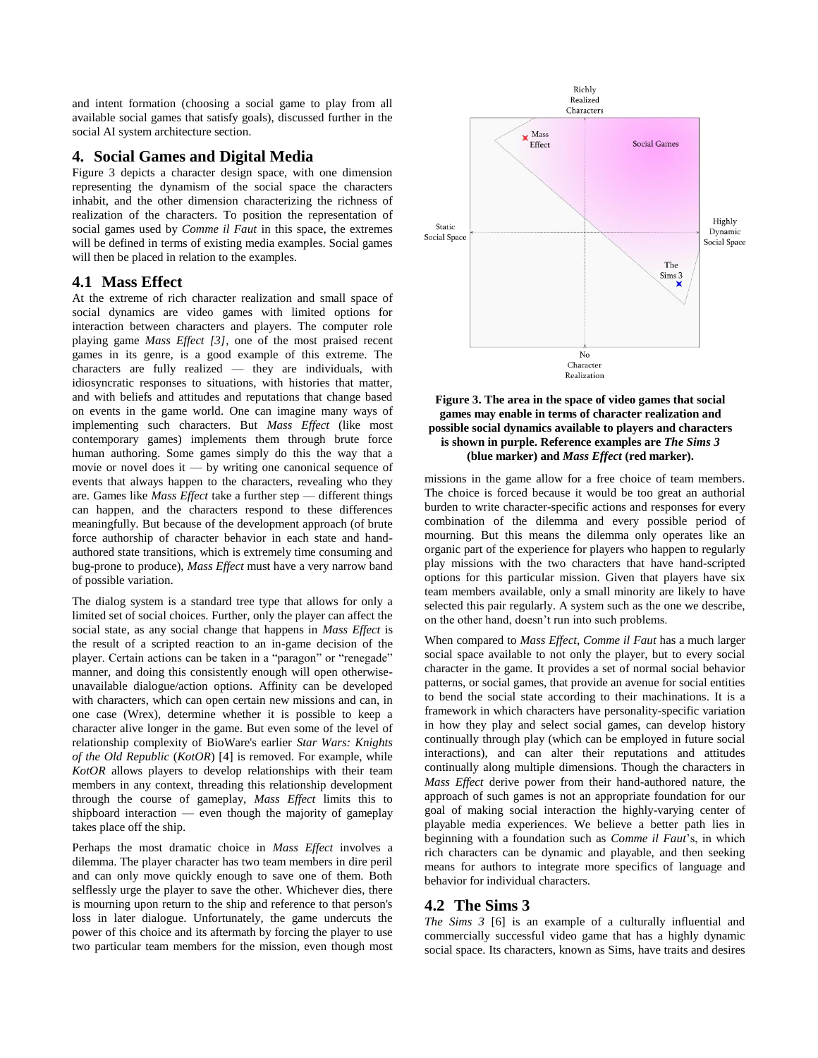and intent formation (choosing a social game to play from all available social games that satisfy goals), discussed further in the social AI system architecture section.

## 4. Social Games and Digital Media

Figure 3 depicts a character design space, with one dimension representing the dynamism of the social space the characters inhabit, and the other dimension characterizing the richness of realization of the characters. To position the representation of social games used by *Comme il Faut* in this space, the extremes will be defined in terms of existing media examples. Social games will then be placed in relation to the examples.

### 4.1 Mass Effect

At the extreme of rich character realization and small space of social dynamics are video games with limited options for interaction between characters and players. The computer role playing game *Mass Effect [3]*, one of the most praised recent games in its genre, is a good example of this extreme. The characters are fully realized — they are individuals, with idiosyncratic responses to situations, with histories that matter, and with beliefs and attitudes and reputations that change based on events in the game world. One can imagine many ways of implementing such characters. But *Mass Effect* (like most contemporary games) implements them through brute force human authoring. Some games simply do this the way that a movie or novel does it — by writing one canonical sequence of events that always happen to the characters, revealing who they are. Games like *Mass Effect* take a further step — different things can happen, and the characters respond to these differences meaningfully. But because of the development approach (of brute force authorship of character behavior in each state and hand-authored state transitions, which is extremely time consuming and bug-prone to produce), *Mass Effect* must have a very narrow band of possible variation.

The dialog system is a standard tree type that allows for only a limited set of social choices. Further, only the player can affect the social state, as any social change that happens in *Mass Effect* is the result of a scripted reaction to an in-game decision of the player. Certain actions can be taken in a "paragon" or "renegade" manner, and doing this consistently enough will open otherwise-unavailable dialogue/action options. Affinity can be developed with characters, which can open certain new missions and can, in one case (Wrex), determine whether it is possible to keep a character alive longer in the game. But even some of the level of relationship complexity of BioWare's earlier *Star Wars: Knights of the Old Republic* (*KotOR*) [4] is removed. For example, while *KotOR* allows players to develop relationships with their team members in any context, threading this relationship development through the course of gameplay, *Mass Effect* limits this to shipboard interaction — even though the majority of gameplay takes place off the ship.

Perhaps the most dramatic choice in *Mass Effect* involves a dilemma. The player character has two team members in dire peril and can only move quickly enough to save one of them. Both selflessly urge the player to save the other. Whichever dies, there is mourning upon return to the ship and reference to that person's loss in later dialogue. Unfortunately, the game undercuts the power of this choice and its aftermath by forcing the player to use two particular team members for the mission, even though most missions in the game allow for a free choice of team members. The choice is forced because it would be too great an authorial burden to write character-specific actions and responses for every combination of the dilemma and every possible period of mourning. But this means the dilemma only operates like an organic part of the experience for players who happen to regularly play missions with the two characters that have hand-scripted options for this particular mission. Given that players have six team members available, only a small minority are likely to have selected this pair regularly. A system such as the one we describe, on the other hand, doesn't run into such problems.

Figure 3. The area in the space of video games that social games may enable in terms of character realization and possible social dynamics available to players and characters is shown in purple. Reference examples are *The Sims 3* (blue marker) and *Mass Effect* (red marker).

When compared to *Mass Effect*, *Comme il Faut* has a much larger social space available to not only the player, but to every social character in the game. It provides a set of normal social behavior patterns, or social games, that provide an avenue for social entities to bend the social state according to their machinations. It is a framework in which characters have personality-specific variation in how they play and select social games, can develop history continually through play (which can be employed in future social interactions), and can alter their reputations and attitudes continually along multiple dimensions. Though the characters in *Mass Effect* derive power from their hand-authored nature, the approach of such games is not an appropriate foundation for our goal of making social interaction the highly-varying center of playable media experiences. We believe a better path lies in beginning with a foundation such as *Comme il Faut*'s, in which rich characters can be dynamic and playable, and then seeking means for authors to integrate more specifics of language and behavior for individual characters.

### 4.2 The Sims 3

*The Sims 3* [6] is an example of a culturally influential and commercially successful video game that has a highly dynamic social space. Its characters, known as Sims, have traits and desires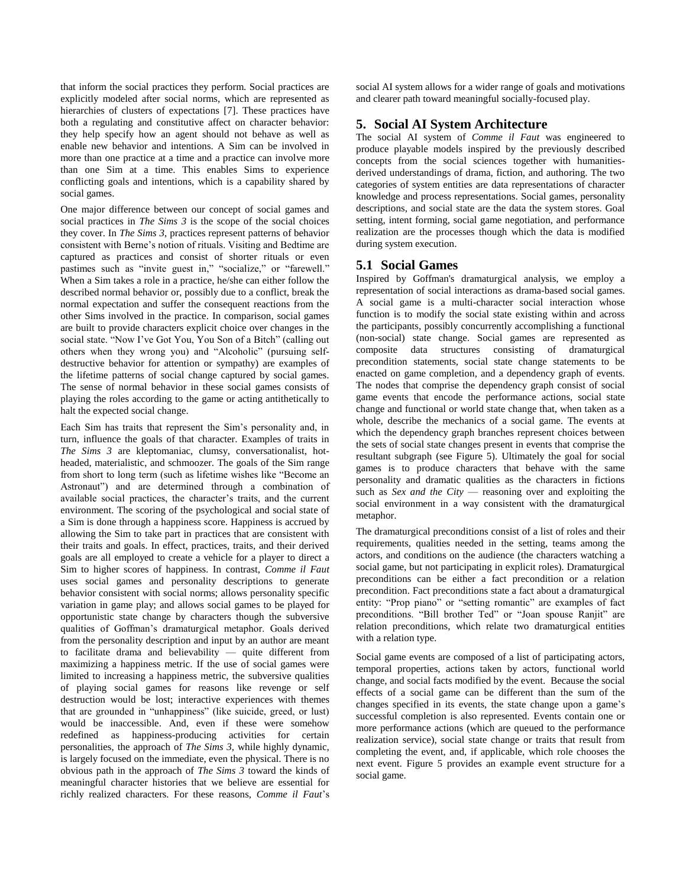that inform the social practices they perform. Social practices are explicitly modeled after social norms, which are represented as hierarchies of clusters of expectations [7]. These practices have both a regulating and constitutive affect on character behavior: they help specify how an agent should not behave as well as enable new behavior and intentions. A Sim can be involved in more than one practice at a time and a practice can involve more than one Sim at a time. This enables Sims to experience conflicting goals and intentions, which is a capability shared by social games.

One major difference between our concept of social games and social practices in *The Sims 3* is the scope of the social choices they cover. In *The Sims 3*, practices represent patterns of behavior consistent with Berne's notion of rituals. Visiting and Bedtime are captured as practices and consist of shorter rituals or even pastimes such as "invite guest in," "socialize," or "farewell." When a Sim takes a role in a practice, he/she can either follow the described normal behavior or, possibly due to a conflict, break the normal expectation and suffer the consequent reactions from the other Sims involved in the practice. In comparison, social games are built to provide characters explicit choice over changes in the social state. "Now I've Got You, You Son of a Bitch" (calling out others when they wrong you) and "Alcoholic" (pursuing self-destructive behavior for attention or sympathy) are examples of the lifetime patterns of social change captured by social games. The sense of normal behavior in these social games consists of playing the roles according to the game or acting antithetically to halt the expected social change.

Each Sim has traits that represent the Sim's personality and, in turn, influence the goals of that character. Examples of traits in *The Sims 3* are kleptomaniac, clumsy, conversationalist, hot-headed, materialistic, and schmoozer. The goals of the Sim range from short to long term (such as lifetime wishes like "Become an Astronaut") and are determined through a combination of available social practices, the character's traits, and the current environment. The scoring of the psychological and social state of a Sim is done through a happiness score. Happiness is accrued by allowing the Sim to take part in practices that are consistent with their traits and goals. In effect, practices, traits, and their derived goals are all employed to create a vehicle for a player to direct a Sim to higher scores of happiness. In contrast, *Comme il Faut* uses social games and personality descriptions to generate behavior consistent with social norms; allows personality specific variation in game play; and allows social games to be played for opportunistic state change by characters though the subversive qualities of Goffman's dramaturgical metaphor. Goals derived from the personality description and input by an author are meant to facilitate drama and believability — quite different from maximizing a happiness metric. If the use of social games were limited to increasing a happiness metric, the subversive qualities of playing social games for reasons like revenge or self destruction would be lost; interactive experiences with themes that are grounded in "unhappiness" (like suicide, greed, or lust) would be inaccessible. And, even if these were somehow redefined as happiness-producing activities for certain personalities, the approach of *The Sims 3*, while highly dynamic, is largely focused on the immediate, even the physical. There is no obvious path in the approach of *The Sims 3* toward the kinds of meaningful character histories that we believe are essential for richly realized characters. For these reasons, *Comme il Faut*'s social AI system allows for a wider range of goals and motivations and clearer path toward meaningful socially-focused play.

## 5. Social AI System Architecture

The social AI system of *Comme il Faut* was engineered to produce playable models inspired by the previously described concepts from the social sciences together with humanities-derived understandings of drama, fiction, and authoring. The two categories of system entities are data representations of character knowledge and process representations. Social games, personality descriptions, and social state are the data the system stores. Goal setting, intent forming, social game negotiation, and performance realization are the processes though which the data is modified during system execution.

### 5.1 Social Games

Inspired by Goffman's dramaturgical analysis, we employ a representation of social interactions as drama-based social games. A social game is a multi-character social interaction whose function is to modify the social state existing within and across the participants, possibly concurrently accomplishing a functional (non-social) state change. Social games are represented as composite data structures consisting of dramaturgical precondition statements, social state change statements to be enacted on game completion, and a dependency graph of events. The nodes that comprise the dependency graph consist of social game events that encode the performance actions, social state change and functional or world state change that, when taken as a whole, describe the mechanics of a social game. The events at which the dependency graph branches represent choices between the sets of social state changes present in events that comprise the resultant subgraph (see Figure 5). Ultimately the goal for social games is to produce characters that behave with the same personality and dramatic qualities as the characters in fictions such as *Sex and the City* — reasoning over and exploiting the social environment in a way consistent with the dramaturgical metaphor.

The dramaturgical preconditions consist of a list of roles and their requirements, qualities needed in the setting, teams among the actors, and conditions on the audience (the characters watching a social game, but not participating in explicit roles). Dramaturgical preconditions can be either a fact precondition or a relation precondition. Fact preconditions state a fact about a dramaturgical entity: "Prop piano" or "setting romantic" are examples of fact preconditions. "Bill brother Ted" or "Joan spouse Ranjit" are relation preconditions, which relate two dramaturgical entities with a relation type.

Social game events are composed of a list of participating actors, temporal properties, actions taken by actors, functional world change, and social facts modified by the event. Because the social effects of a social game can be different than the sum of the changes specified in its events, the state change upon a game's successful completion is also represented. Events contain one or more performance actions (which are queued to the performance realization service), social state change or traits that result from completing the event, and, if applicable, which role chooses the next event. Figure 5 provides an example event structure for a social game.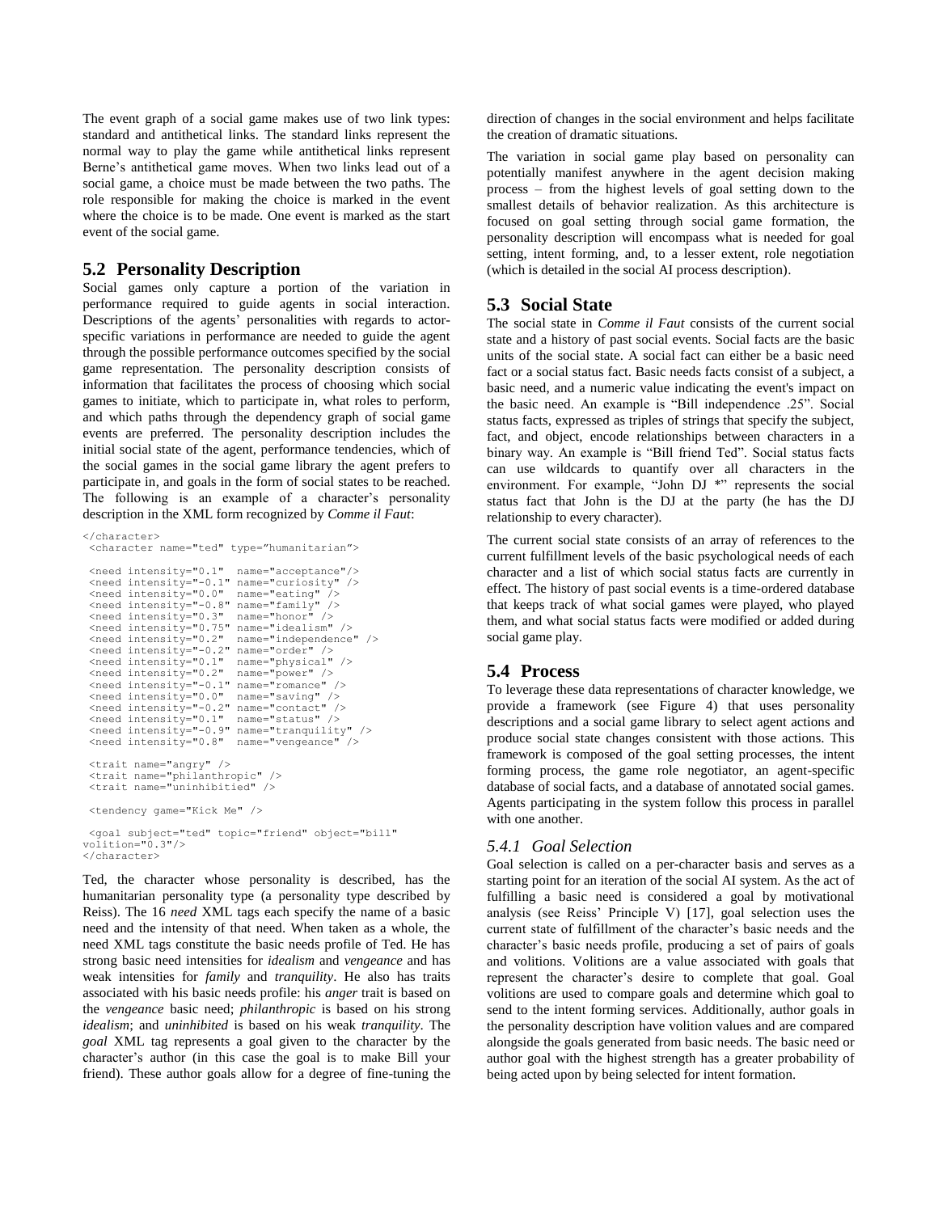The event graph of a social game makes use of two link types: standard and antithetical links. The standard links represent the normal way to play the game while antithetical links represent Berne's antithetical game moves. When two links lead out of a social game, a choice must be made between the two paths. The role responsible for making the choice is marked in the event where the choice is to be made. One event is marked as the start event of the social game.

## 5.2 Personality Description

Social games only capture a portion of the variation in performance required to guide agents in social interaction. Descriptions of the agents' personalities with regards to actor-specific variations in performance are needed to guide the agent through the possible performance outcomes specified by the social game representation. The personality description consists of information that facilitates the process of choosing which social games to initiate, which to participate in, what roles to perform, and which paths through the dependency graph of social game events are preferred. The personality description includes the initial social state of the agent, performance tendencies, which of the social games in the social game library the agent prefers to participate in, and goals in the form of social states to be reached. The following is an example of a character's personality description in the XML form recognized by *Comme il Faut*:

```
</character>
 <character name="ted" type="humanitarian">

 <need intensity="0.1"  name="acceptance"/>
 <need intensity="-0.1" name="curiosity" />
 <need intensity="0.0"  name="eating" />
 <need intensity="-0.8" name="family" />
 <need intensity="0.3"  name="honor" />
 <need intensity="0.75" name="idealism" />
 <need intensity="0.2"  name="independence" />
 <need intensity="-0.2" name="order" />
 <need intensity="0.1"  name="physical" />
 <need intensity="0.2"  name="power" />
 <need intensity="-0.1" name="romance" />
 <need intensity="0.0"  name="saving" />
 <need intensity="-0.2" name="contact" />
 <need intensity="0.1"  name="status" />
 <need intensity="-0.9" name="tranquility" />
 <need intensity="0.8"  name="vengeance" />

 <trait name="angry" />
 <trait name="philanthropic" />
 <trait name="uninhibitied" />

 <tendency game="Kick Me" />

 <goal subject="ted" topic="friend" object="bill"
volition="0.3"/>
</character>
```

Ted, the character whose personality is described, has the humanitarian personality type (a personality type described by Reiss). The 16 *need* XML tags each specify the name of a basic need and the intensity of that need. When taken as a whole, the need XML tags constitute the basic needs profile of Ted. He has strong basic need intensities for *idealism* and *vengeance* and has weak intensities for *family* and *tranquility*. He also has traits associated with his basic needs profile: his *anger* trait is based on the *vengeance* basic need; *philanthropic* is based on his strong *idealism*; and *uninhibited* is based on his weak *tranquility*. The *goal* XML tag represents a goal given to the character by the character's author (in this case the goal is to make Bill your friend). These author goals allow for a degree of fine-tuning the direction of changes in the social environment and helps facilitate the creation of dramatic situations.

The variation in social game play based on personality can potentially manifest anywhere in the agent decision making process – from the highest levels of goal setting down to the smallest details of behavior realization. As this architecture is focused on goal setting through social game formation, the personality description will encompass what is needed for goal setting, intent forming, and, to a lesser extent, role negotiation (which is detailed in the social AI process description).

## 5.3 Social State

The social state in *Comme il Faut* consists of the current social state and a history of past social events. Social facts are the basic units of the social state. A social fact can either be a basic need fact or a social status fact. Basic needs facts consist of a subject, a basic need, and a numeric value indicating the event's impact on the basic need. An example is "Bill independence .25". Social status facts, expressed as triples of strings that specify the subject, fact, and object, encode relationships between characters in a binary way. An example is "Bill friend Ted". Social status facts can use wildcards to quantify over all characters in the environment. For example, "John DJ *" represents the social status fact that John is the DJ at the party (he has the DJ relationship to every character).

The current social state consists of an array of references to the current fulfillment levels of the basic psychological needs of each character and a list of which social status facts are currently in effect. The history of past social events is a time-ordered database that keeps track of what social games were played, who played them, and what social status facts were modified or added during social game play.

## 5.4 Process

To leverage these data representations of character knowledge, we provide a framework (see Figure 4) that uses personality descriptions and a social game library to select agent actions and produce social state changes consistent with those actions. This framework is composed of the goal setting processes, the intent forming process, the game role negotiator, an agent-specific database of social facts, and a database of annotated social games. Agents participating in the system follow this process in parallel with one another.

### *5.4.1 Goal Selection*

Goal selection is called on a per-character basis and serves as a starting point for an iteration of the social AI system. As the act of fulfilling a basic need is considered a goal by motivational analysis (see Reiss' Principle V) [17], goal selection uses the current state of fulfillment of the character's basic needs and the character's basic needs profile, producing a set of pairs of goals and volitions. Volitions are a value associated with goals that represent the character's desire to complete that goal. Goal volitions are used to compare goals and determine which goal to send to the intent forming services. Additionally, author goals in the personality description have volition values and are compared alongside the goals generated from basic needs. The basic need or author goal with the highest strength has a greater probability of being acted upon by being selected for intent formation.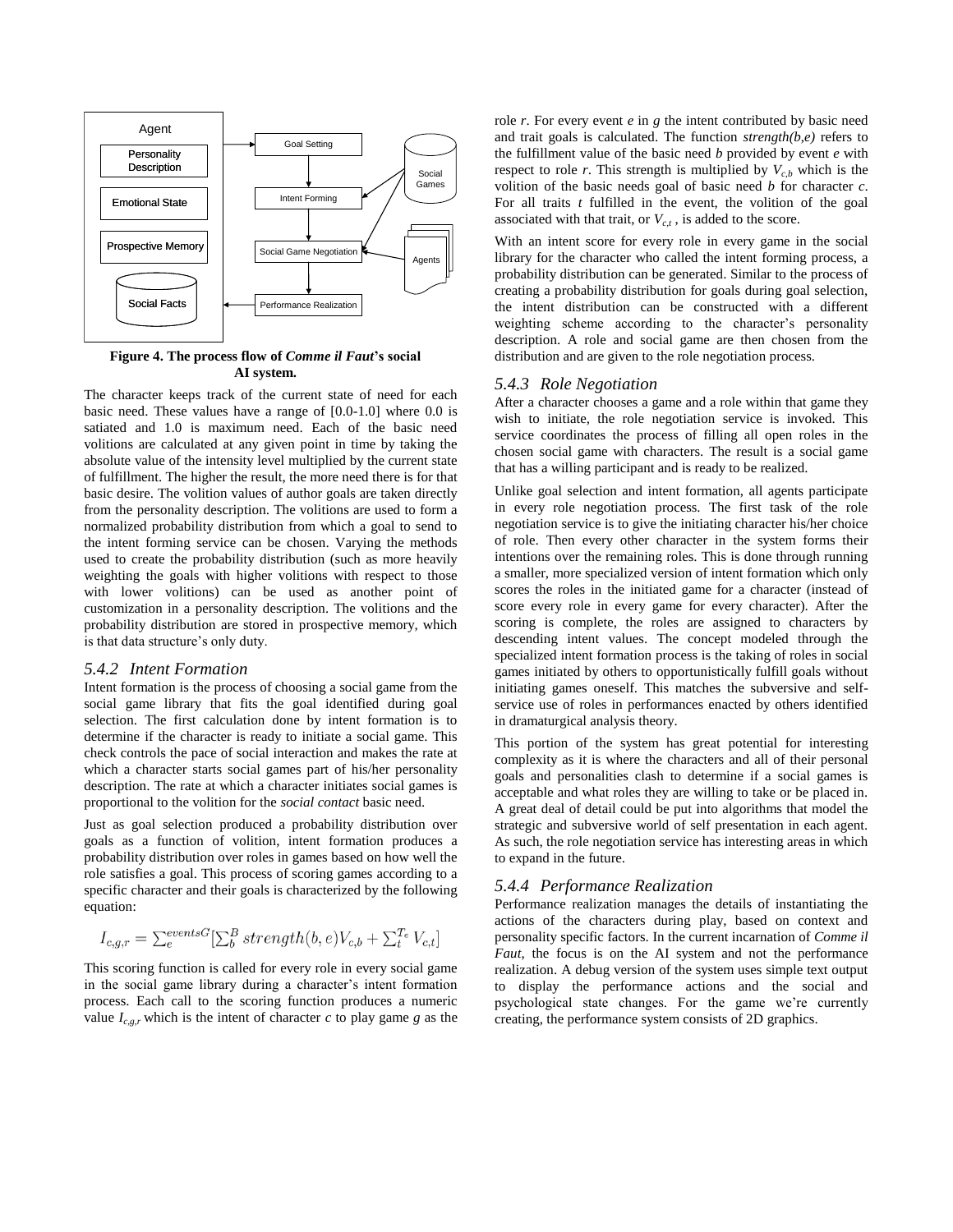**Figure 4. The process flow of *Comme il Faut*'s social AI system.**

The character keeps track of the current state of need for each basic need. These values have a range of [0.0-1.0] where 0.0 is satiated and 1.0 is maximum need. Each of the basic need volitions are calculated at any given point in time by taking the absolute value of the intensity level multiplied by the current state of fulfillment. The higher the result, the more need there is for that basic desire. The volition values of author goals are taken directly from the personality description. The volitions are used to form a normalized probability distribution from which a goal to send to the intent forming service can be chosen. Varying the methods used to create the probability distribution (such as more heavily weighting the goals with higher volitions with respect to those with lower volitions) can be used as another point of customization in a personality description. The volitions and the probability distribution are stored in prospective memory, which is that data structure's only duty.

### *5.4.2 Intent Formation*

Intent formation is the process of choosing a social game from the social game library that fits the goal identified during goal selection. The first calculation done by intent formation is to determine if the character is ready to initiate a social game. This check controls the pace of social interaction and makes the rate at which a character starts social games part of his/her personality description. The rate at which a character initiates social games is proportional to the volition for the *social contact* basic need.

Just as goal selection produced a probability distribution over goals as a function of volition, intent formation produces a probability distribution over roles in games based on how well the role satisfies a goal. This process of scoring games according to a specific character and their goals is characterized by the following equation:

$$I_{c,g,r} = \sum_{e}^{eventsG}[\sum_{b}^{B} strength(b,e)V_{c,b} + \sum_{t}^{T_e} V_{c,t}]$$

This scoring function is called for every role in every social game in the social game library during a character's intent formation process. Each call to the scoring function produces a numeric value $I_{c,g,r}$ which is the intent of character *c* to play game *g* as the role *r*. For every event *e* in *g* the intent contributed by basic need and trait goals is calculated. The function *strength(b,e)* refers to the fulfillment value of the basic need *b* provided by event *e* with respect to role *r*. This strength is multiplied by $V_{c,b}$ which is the volition of the basic needs goal of basic need *b* for character *c*. For all traits *t* fulfilled in the event, the volition of the goal associated with that trait, or $V_{c,t}$ , is added to the score.

With an intent score for every role in every game in the social library for the character who called the intent forming process, a probability distribution can be generated. Similar to the process of creating a probability distribution for goals during goal selection, the intent distribution can be constructed with a different weighting scheme according to the character's personality description. A role and social game are then chosen from the distribution and are given to the role negotiation process.

### *5.4.3 Role Negotiation*

After a character chooses a game and a role within that game they wish to initiate, the role negotiation service is invoked. This service coordinates the process of filling all open roles in the chosen social game with characters. The result is a social game that has a willing participant and is ready to be realized.

Unlike goal selection and intent formation, all agents participate in every role negotiation process. The first task of the role negotiation service is to give the initiating character his/her choice of role. Then every other character in the system forms their intentions over the remaining roles. This is done through running a smaller, more specialized version of intent formation which only scores the roles in the initiated game for a character (instead of score every role in every game for every character). After the scoring is complete, the roles are assigned to characters by descending intent values. The concept modeled through the specialized intent formation process is the taking of roles in social games initiated by others to opportunistically fulfill goals without initiating games oneself. This matches the subversive and self-service use of roles in performances enacted by others identified in dramaturgical analysis theory.

This portion of the system has great potential for interesting complexity as it is where the characters and all of their personal goals and personalities clash to determine if a social games is acceptable and what roles they are willing to take or be placed in. A great deal of detail could be put into algorithms that model the strategic and subversive world of self presentation in each agent. As such, the role negotiation service has interesting areas in which to expand in the future.

### *5.4.4 Performance Realization*

Performance realization manages the details of instantiating the actions of the characters during play, based on context and personality specific factors. In the current incarnation of *Comme il Faut*, the focus is on the AI system and not the performance realization. A debug version of the system uses simple text output to display the performance actions and the social and psychological state changes. For the game we're currently creating, the performance system consists of 2D graphics.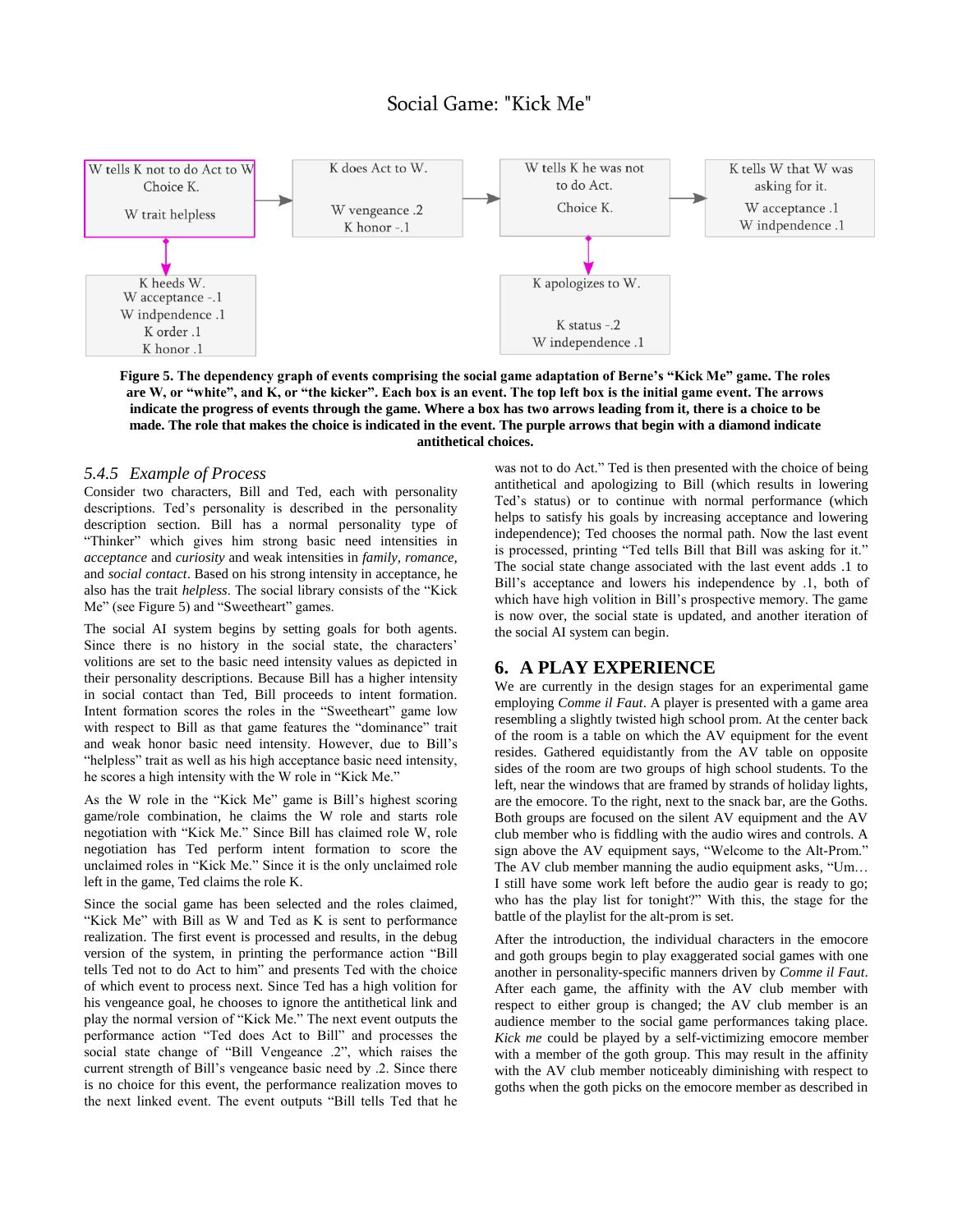## Social Game: "Kick Me"

| W tells K not to do Act to W Choice K. W trait helpless | → | K does Act to W. W vengeance .2 K honor -.1 | → | W tells K he was not to do Act. Choice K. | → | K tells W that W was asking for it. W acceptance .1 W indpendence .1 |
|---|---|---|---|---|---|---|
| ↓ | | | | ↓ | | |
| K heeds W. W acceptance -.1 W indpendence .1 K order .1 K honor .1 | | | | K apologizes to W. K status -.2 W independence .1 | | |

**Figure 5. The dependency graph of events comprising the social game adaptation of Berne's "Kick Me" game. The roles are W, or "white", and K, or "the kicker". Each box is an event. The top left box is the initial game event. The arrows indicate the progress of events through the game. Where a box has two arrows leading from it, there is a choice to be made. The role that makes the choice is indicated in the event. The purple arrows that begin with a diamond indicate antithetical choices.**

### 5.4.5 Example of Process

Consider two characters, Bill and Ted, each with personality descriptions. Ted's personality is described in the personality description section. Bill has a normal personality type of "Thinker" which gives him strong basic need intensities in *acceptance* and *curiosity* and weak intensities in *family, romance,* and *social contact*. Based on his strong intensity in acceptance, he also has the trait *helpless*. The social library consists of the "Kick Me" (see Figure 5) and "Sweetheart" games.

The social AI system begins by setting goals for both agents. Since there is no history in the social state, the characters' volitions are set to the basic need intensity values as depicted in their personality descriptions. Because Bill has a higher intensity in social contact than Ted, Bill proceeds to intent formation. Intent formation scores the roles in the "Sweetheart" game low with respect to Bill as that game features the "dominance" trait and weak honor basic need intensity. However, due to Bill's "helpless" trait as well as his high acceptance basic need intensity, he scores a high intensity with the W role in "Kick Me."

As the W role in the "Kick Me" game is Bill's highest scoring game/role combination, he claims the W role and starts role negotiation with "Kick Me." Since Bill has claimed role W, role negotiation has Ted perform intent formation to score the unclaimed roles in "Kick Me." Since it is the only unclaimed role left in the game, Ted claims the role K.

Since the social game has been selected and the roles claimed, "Kick Me" with Bill as W and Ted as K is sent to performance realization. The first event is processed and results, in the debug version of the system, in printing the performance action "Bill tells Ted not to do Act to him" and presents Ted with the choice of which event to process next. Since Ted has a high volition for his vengeance goal, he chooses to ignore the antithetical link and play the normal version of "Kick Me." The next event outputs the performance action "Ted does Act to Bill" and processes the social state change of "Bill Vengeance .2", which raises the current strength of Bill's vengeance basic need by .2. Since there is no choice for this event, the performance realization moves to the next linked event. The event outputs "Bill tells Ted that he was not to do Act." Ted is then presented with the choice of being antithetical and apologizing to Bill (which results in lowering Ted's status) or to continue with normal performance (which helps to satisfy his goals by increasing acceptance and lowering independence); Ted chooses the normal path. Now the last event is processed, printing "Ted tells Bill that Bill was asking for it." The social state change associated with the last event adds .1 to Bill's acceptance and lowers his independence by .1, both of which have high volition in Bill's prospective memory. The game is now over, the social state is updated, and another iteration of the social AI system can begin.

## 6. A PLAY EXPERIENCE

We are currently in the design stages for an experimental game employing *Comme il Faut*. A player is presented with a game area resembling a slightly twisted high school prom. At the center back of the room is a table on which the AV equipment for the event resides. Gathered equidistantly from the AV table on opposite sides of the room are two groups of high school students. To the left, near the windows that are framed by strands of holiday lights, are the emocore. To the right, next to the snack bar, are the Goths. Both groups are focused on the silent AV equipment and the AV club member who is fiddling with the audio wires and controls. A sign above the AV equipment says, "Welcome to the Alt-Prom." The AV club member manning the audio equipment asks, "Um… I still have some work left before the audio gear is ready to go; who has the play list for tonight?" With this, the stage for the battle of the playlist for the alt-prom is set.

After the introduction, the individual characters in the emocore and goth groups begin to play exaggerated social games with one another in personality-specific manners driven by *Comme il Faut*. After each game, the affinity with the AV club member with respect to either group is changed; the AV club member is an audience member to the social game performances taking place. *Kick me* could be played by a self-victimizing emocore member with a member of the goth group. This may result in the affinity with the AV club member noticeably diminishing with respect to goths when the goth picks on the emocore member as described in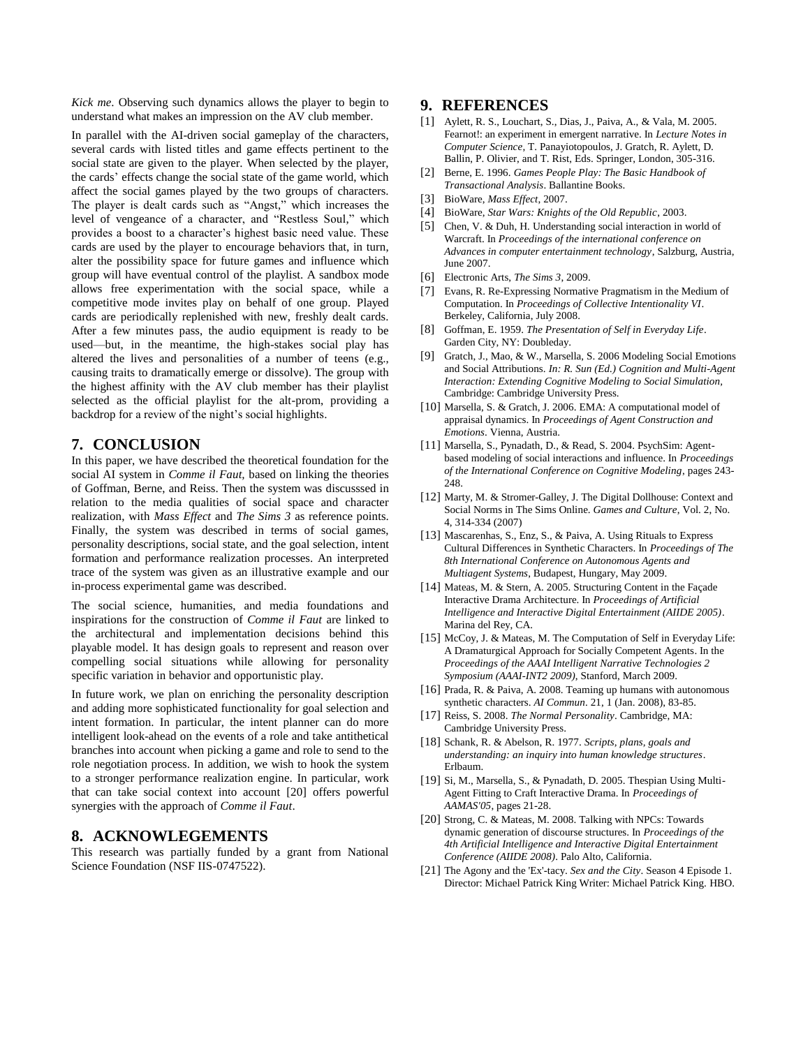*Kick me*. Observing such dynamics allows the player to begin to understand what makes an impression on the AV club member.

In parallel with the AI-driven social gameplay of the characters, several cards with listed titles and game effects pertinent to the social state are given to the player. When selected by the player, the cards' effects change the social state of the game world, which affect the social games played by the two groups of characters. The player is dealt cards such as "Angst," which increases the level of vengeance of a character, and "Restless Soul," which provides a boost to a character's highest basic need value. These cards are used by the player to encourage behaviors that, in turn, alter the possibility space for future games and influence which group will have eventual control of the playlist. A sandbox mode allows free experimentation with the social space, while a competitive mode invites play on behalf of one group. Played cards are periodically replenished with new, freshly dealt cards. After a few minutes pass, the audio equipment is ready to be used—but, in the meantime, the high-stakes social play has altered the lives and personalities of a number of teens (e.g., causing traits to dramatically emerge or dissolve). The group with the highest affinity with the AV club member has their playlist selected as the official playlist for the alt-prom, providing a backdrop for a review of the night's social highlights.

## 7. CONCLUSION

In this paper, we have described the theoretical foundation for the social AI system in *Comme il Faut*, based on linking the theories of Goffman, Berne, and Reiss. Then the system was discusssed in relation to the media qualities of social space and character realization, with *Mass Effect* and *The Sims 3* as reference points. Finally, the system was described in terms of social games, personality descriptions, social state, and the goal selection, intent formation and performance realization processes. An interpreted trace of the system was given as an illustrative example and our in-process experimental game was described.

The social science, humanities, and media foundations and inspirations for the construction of *Comme il Faut* are linked to the architectural and implementation decisions behind this playable model. It has design goals to represent and reason over compelling social situations while allowing for personality specific variation in behavior and opportunistic play.

In future work, we plan on enriching the personality description and adding more sophisticated functionality for goal selection and intent formation. In particular, the intent planner can do more intelligent look-ahead on the events of a role and take antithetical branches into account when picking a game and role to send to the role negotiation process. In addition, we wish to hook the system to a stronger performance realization engine. In particular, work that can take social context into account [20] offers powerful synergies with the approach of *Comme il Faut*.

## 8. ACKNOWLEGEMENTS

This research was partially funded by a grant from National Science Foundation (NSF IIS-0747522).

## 9. REFERENCES

[1] Aylett, R. S., Louchart, S., Dias, J., Paiva, A., & Vala, M. 2005. Fearnot!: an experiment in emergent narrative. In *Lecture Notes in Computer Science*, T. Panayiotopoulos, J. Gratch, R. Aylett, D. Ballin, P. Olivier, and T. Rist, Eds. Springer, London, 305-316.

[2] Berne, E. 1996. *Games People Play: The Basic Handbook of Transactional Analysis*. Ballantine Books.

[3] BioWare, *Mass Effect*, 2007.

[4] BioWare, *Star Wars: Knights of the Old Republic*, 2003.

[5] Chen, V. & Duh, H. Understanding social interaction in world of Warcraft. In *Proceedings of the international conference on Advances in computer entertainment technology*, Salzburg, Austria, June 2007.

[6] Electronic Arts, *The Sims 3*, 2009.

[7] Evans, R. Re-Expressing Normative Pragmatism in the Medium of Computation. In *Proceedings of Collective Intentionality VI*. Berkeley, California, July 2008.

[8] Goffman, E. 1959. *The Presentation of Self in Everyday Life*. Garden City, NY: Doubleday.

[9] Gratch, J., Mao, & W., Marsella, S. 2006 Modeling Social Emotions and Social Attributions. *In: R. Sun (Ed.) Cognition and Multi-Agent Interaction: Extending Cognitive Modeling to Social Simulation*, Cambridge: Cambridge University Press.

[10] Marsella, S. & Gratch, J. 2006. EMA: A computational model of appraisal dynamics. In *Proceedings of Agent Construction and Emotions*. Vienna, Austria.

[11] Marsella, S., Pynadath, D., & Read, S. 2004. PsychSim: Agent-based modeling of social interactions and influence. In *Proceedings of the International Conference on Cognitive Modeling*, pages 243-248.

[12] Marty, M. & Stromer-Galley, J. The Digital Dollhouse: Context and Social Norms in The Sims Online. *Games and Culture*, Vol. 2, No. 4, 314-334 (2007)

[13] Mascarenhas, S., Enz, S., & Paiva, A. Using Rituals to Express Cultural Differences in Synthetic Characters. In *Proceedings of The 8th International Conference on Autonomous Agents and Multiagent Systems*, Budapest, Hungary, May 2009.

[14] Mateas, M. & Stern, A. 2005. Structuring Content in the Façade Interactive Drama Architecture. In *Proceedings of Artificial Intelligence and Interactive Digital Entertainment (AIIDE 2005)*. Marina del Rey, CA.

[15] McCoy, J. & Mateas, M. The Computation of Self in Everyday Life: A Dramaturgical Approach for Socially Competent Agents. In the *Proceedings of the AAAI Intelligent Narrative Technologies 2 Symposium (AAAI-INT2 2009)*, Stanford, March 2009.

[16] Prada, R. & Paiva, A. 2008. Teaming up humans with autonomous synthetic characters. *AI Commun*. 21, 1 (Jan. 2008), 83-85.

[17] Reiss, S. 2008. *The Normal Personality*. Cambridge, MA: Cambridge University Press.

[18] Schank, R. & Abelson, R. 1977. *Scripts, plans, goals and understanding: an inquiry into human knowledge structures*. Erlbaum.

[19] Si, M., Marsella, S., & Pynadath, D. 2005. Thespian Using Multi-Agent Fitting to Craft Interactive Drama. In *Proceedings of AAMAS'05*, pages 21-28.

[20] Strong, C. & Mateas, M. 2008. Talking with NPCs: Towards dynamic generation of discourse structures. In *Proceedings of the 4th Artificial Intelligence and Interactive Digital Entertainment Conference (AIIDE 2008)*. Palo Alto, California.

[21] The Agony and the 'Ex'-tacy. *Sex and the City*. Season 4 Episode 1. Director: Michael Patrick King Writer: Michael Patrick King. HBO.